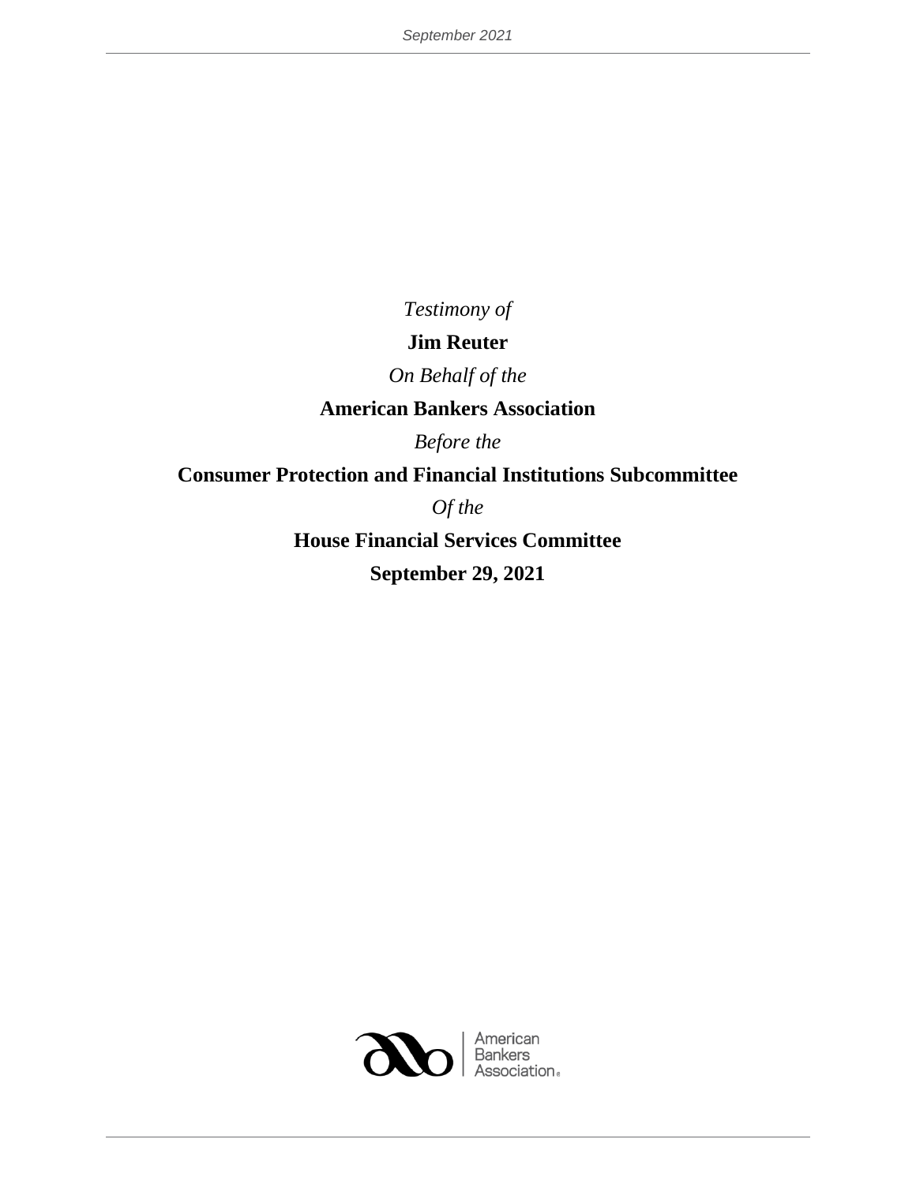*Testimony of*

**Jim Reuter**

*On Behalf of the*

**American Bankers Association**

*Before the*

**Consumer Protection and Financial Institutions Subcommittee**

*Of the*

**House Financial Services Committee**

**September 29, 2021**

American Bankers Association®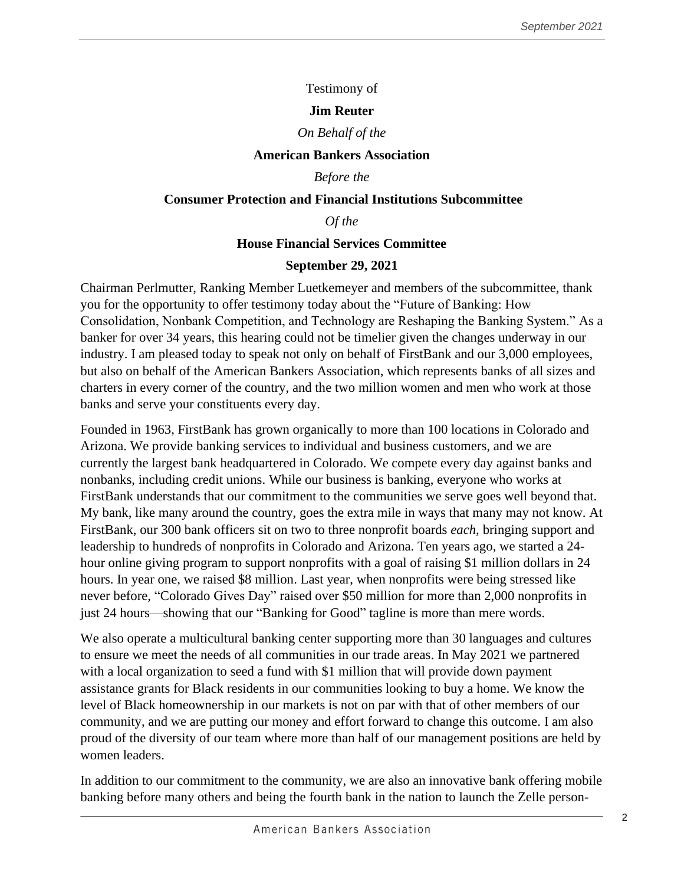Testimony of

**Jim Reuter**

*On Behalf of the*

**American Bankers Association**

*Before the*

**Consumer Protection and Financial Institutions Subcommittee**

*Of the*

**House Financial Services Committee**

**September 29, 2021**

Chairman Perlmutter, Ranking Member Luetkemeyer and members of the subcommittee, thank you for the opportunity to offer testimony today about the "Future of Banking: How Consolidation, Nonbank Competition, and Technology are Reshaping the Banking System." As a banker for over 34 years, this hearing could not be timelier given the changes underway in our industry. I am pleased today to speak not only on behalf of FirstBank and our 3,000 employees, but also on behalf of the American Bankers Association, which represents banks of all sizes and charters in every corner of the country, and the two million women and men who work at those banks and serve your constituents every day.

Founded in 1963, FirstBank has grown organically to more than 100 locations in Colorado and Arizona. We provide banking services to individual and business customers, and we are currently the largest bank headquartered in Colorado. We compete every day against banks and nonbanks, including credit unions. While our business is banking, everyone who works at FirstBank understands that our commitment to the communities we serve goes well beyond that. My bank, like many around the country, goes the extra mile in ways that many may not know. At FirstBank, our 300 bank officers sit on two to three nonprofit boards *each*, bringing support and leadership to hundreds of nonprofits in Colorado and Arizona. Ten years ago, we started a 24-hour online giving program to support nonprofits with a goal of raising $1 million dollars in 24 hours. In year one, we raised $8 million. Last year, when nonprofits were being stressed like never before, "Colorado Gives Day" raised over $50 million for more than 2,000 nonprofits in just 24 hours—showing that our "Banking for Good" tagline is more than mere words.

We also operate a multicultural banking center supporting more than 30 languages and cultures to ensure we meet the needs of all communities in our trade areas. In May 2021 we partnered with a local organization to seed a fund with $1 million that will provide down payment assistance grants for Black residents in our communities looking to buy a home. We know the level of Black homeownership in our markets is not on par with that of other members of our community, and we are putting our money and effort forward to change this outcome. I am also proud of the diversity of our team where more than half of our management positions are held by women leaders.

In addition to our commitment to the community, we are also an innovative bank offering mobile banking before many others and being the fourth bank in the nation to launch the Zelle person-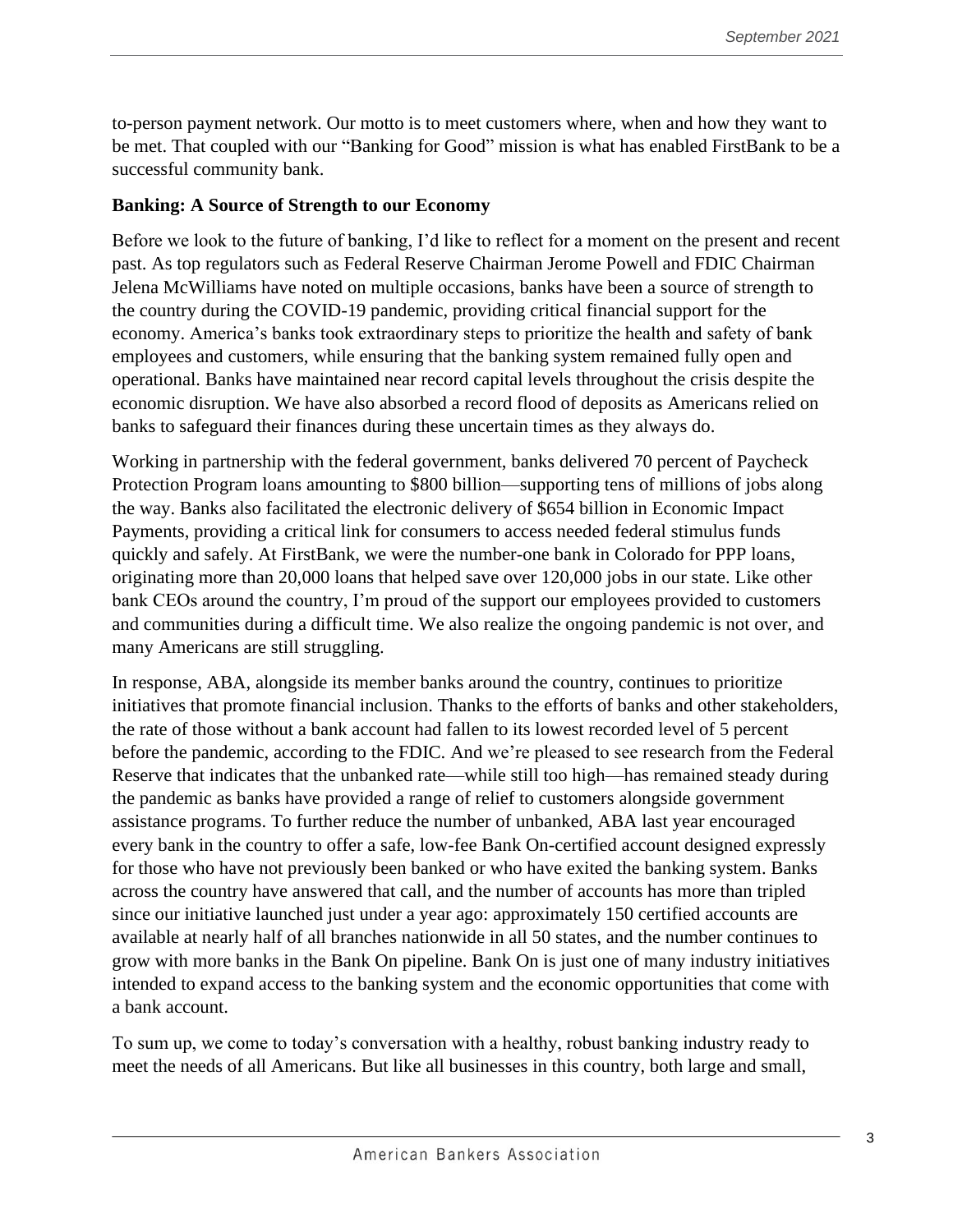to-person payment network. Our motto is to meet customers where, when and how they want to be met. That coupled with our "Banking for Good" mission is what has enabled FirstBank to be a successful community bank.

**Banking: A Source of Strength to our Economy**

Before we look to the future of banking, I'd like to reflect for a moment on the present and recent past. As top regulators such as Federal Reserve Chairman Jerome Powell and FDIC Chairman Jelena McWilliams have noted on multiple occasions, banks have been a source of strength to the country during the COVID-19 pandemic, providing critical financial support for the economy. America's banks took extraordinary steps to prioritize the health and safety of bank employees and customers, while ensuring that the banking system remained fully open and operational. Banks have maintained near record capital levels throughout the crisis despite the economic disruption. We have also absorbed a record flood of deposits as Americans relied on banks to safeguard their finances during these uncertain times as they always do.

Working in partnership with the federal government, banks delivered 70 percent of Paycheck Protection Program loans amounting to $800 billion—supporting tens of millions of jobs along the way. Banks also facilitated the electronic delivery of $654 billion in Economic Impact Payments, providing a critical link for consumers to access needed federal stimulus funds quickly and safely. At FirstBank, we were the number-one bank in Colorado for PPP loans, originating more than 20,000 loans that helped save over 120,000 jobs in our state. Like other bank CEOs around the country, I'm proud of the support our employees provided to customers and communities during a difficult time. We also realize the ongoing pandemic is not over, and many Americans are still struggling.

In response, ABA, alongside its member banks around the country, continues to prioritize initiatives that promote financial inclusion. Thanks to the efforts of banks and other stakeholders, the rate of those without a bank account had fallen to its lowest recorded level of 5 percent before the pandemic, according to the FDIC. And we're pleased to see research from the Federal Reserve that indicates that the unbanked rate—while still too high—has remained steady during the pandemic as banks have provided a range of relief to customers alongside government assistance programs. To further reduce the number of unbanked, ABA last year encouraged every bank in the country to offer a safe, low-fee Bank On-certified account designed expressly for those who have not previously been banked or who have exited the banking system. Banks across the country have answered that call, and the number of accounts has more than tripled since our initiative launched just under a year ago: approximately 150 certified accounts are available at nearly half of all branches nationwide in all 50 states, and the number continues to grow with more banks in the Bank On pipeline. Bank On is just one of many industry initiatives intended to expand access to the banking system and the economic opportunities that come with a bank account.

To sum up, we come to today's conversation with a healthy, robust banking industry ready to meet the needs of all Americans. But like all businesses in this country, both large and small,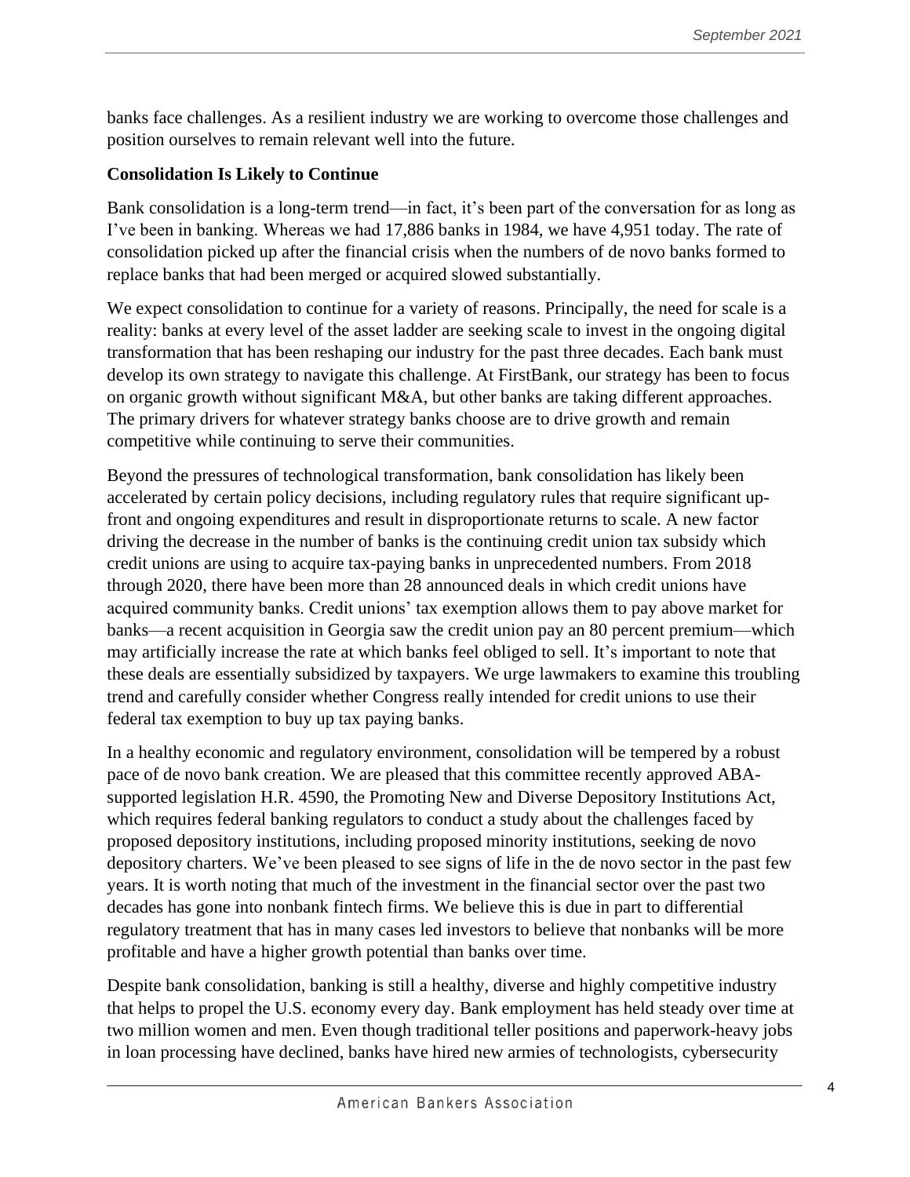banks face challenges. As a resilient industry we are working to overcome those challenges and position ourselves to remain relevant well into the future.

**Consolidation Is Likely to Continue**

Bank consolidation is a long-term trend—in fact, it's been part of the conversation for as long as I've been in banking. Whereas we had 17,886 banks in 1984, we have 4,951 today. The rate of consolidation picked up after the financial crisis when the numbers of de novo banks formed to replace banks that had been merged or acquired slowed substantially.

We expect consolidation to continue for a variety of reasons. Principally, the need for scale is a reality: banks at every level of the asset ladder are seeking scale to invest in the ongoing digital transformation that has been reshaping our industry for the past three decades. Each bank must develop its own strategy to navigate this challenge. At FirstBank, our strategy has been to focus on organic growth without significant M&A, but other banks are taking different approaches. The primary drivers for whatever strategy banks choose are to drive growth and remain competitive while continuing to serve their communities.

Beyond the pressures of technological transformation, bank consolidation has likely been accelerated by certain policy decisions, including regulatory rules that require significant up-front and ongoing expenditures and result in disproportionate returns to scale. A new factor driving the decrease in the number of banks is the continuing credit union tax subsidy which credit unions are using to acquire tax-paying banks in unprecedented numbers. From 2018 through 2020, there have been more than 28 announced deals in which credit unions have acquired community banks. Credit unions' tax exemption allows them to pay above market for banks—a recent acquisition in Georgia saw the credit union pay an 80 percent premium—which may artificially increase the rate at which banks feel obliged to sell. It's important to note that these deals are essentially subsidized by taxpayers. We urge lawmakers to examine this troubling trend and carefully consider whether Congress really intended for credit unions to use their federal tax exemption to buy up tax paying banks.

In a healthy economic and regulatory environment, consolidation will be tempered by a robust pace of de novo bank creation. We are pleased that this committee recently approved ABA-supported legislation H.R. 4590, the Promoting New and Diverse Depository Institutions Act, which requires federal banking regulators to conduct a study about the challenges faced by proposed depository institutions, including proposed minority institutions, seeking de novo depository charters. We've been pleased to see signs of life in the de novo sector in the past few years. It is worth noting that much of the investment in the financial sector over the past two decades has gone into nonbank fintech firms. We believe this is due in part to differential regulatory treatment that has in many cases led investors to believe that nonbanks will be more profitable and have a higher growth potential than banks over time.

Despite bank consolidation, banking is still a healthy, diverse and highly competitive industry that helps to propel the U.S. economy every day. Bank employment has held steady over time at two million women and men. Even though traditional teller positions and paperwork-heavy jobs in loan processing have declined, banks have hired new armies of technologists, cybersecurity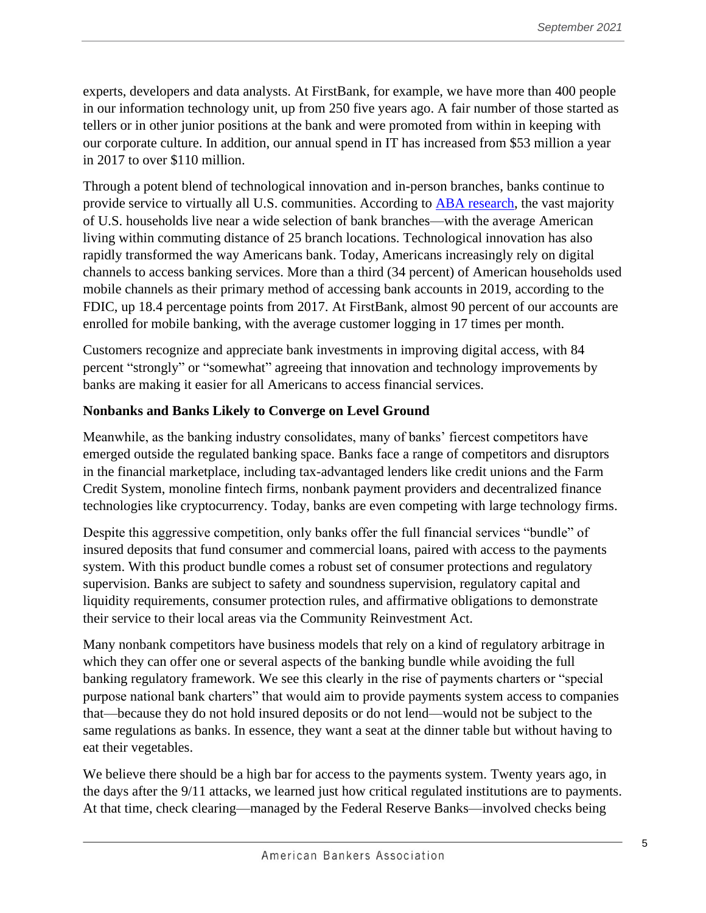experts, developers and data analysts. At FirstBank, for example, we have more than 400 people in our information technology unit, up from 250 five years ago. A fair number of those started as tellers or in other junior positions at the bank and were promoted from within in keeping with our corporate culture. In addition, our annual spend in IT has increased from $53 million a year in 2017 to over $110 million.

Through a potent blend of technological innovation and in-person branches, banks continue to provide service to virtually all U.S. communities. According to [ABA research](), the vast majority of U.S. households live near a wide selection of bank branches—with the average American living within commuting distance of 25 branch locations. Technological innovation has also rapidly transformed the way Americans bank. Today, Americans increasingly rely on digital channels to access banking services. More than a third (34 percent) of American households used mobile channels as their primary method of accessing bank accounts in 2019, according to the FDIC, up 18.4 percentage points from 2017. At FirstBank, almost 90 percent of our accounts are enrolled for mobile banking, with the average customer logging in 17 times per month.

Customers recognize and appreciate bank investments in improving digital access, with 84 percent "strongly" or "somewhat" agreeing that innovation and technology improvements by banks are making it easier for all Americans to access financial services.

**Nonbanks and Banks Likely to Converge on Level Ground**

Meanwhile, as the banking industry consolidates, many of banks' fiercest competitors have emerged outside the regulated banking space. Banks face a range of competitors and disruptors in the financial marketplace, including tax-advantaged lenders like credit unions and the Farm Credit System, monoline fintech firms, nonbank payment providers and decentralized finance technologies like cryptocurrency. Today, banks are even competing with large technology firms.

Despite this aggressive competition, only banks offer the full financial services "bundle" of insured deposits that fund consumer and commercial loans, paired with access to the payments system. With this product bundle comes a robust set of consumer protections and regulatory supervision. Banks are subject to safety and soundness supervision, regulatory capital and liquidity requirements, consumer protection rules, and affirmative obligations to demonstrate their service to their local areas via the Community Reinvestment Act.

Many nonbank competitors have business models that rely on a kind of regulatory arbitrage in which they can offer one or several aspects of the banking bundle while avoiding the full banking regulatory framework. We see this clearly in the rise of payments charters or "special purpose national bank charters" that would aim to provide payments system access to companies that—because they do not hold insured deposits or do not lend—would not be subject to the same regulations as banks. In essence, they want a seat at the dinner table but without having to eat their vegetables.

We believe there should be a high bar for access to the payments system. Twenty years ago, in the days after the 9/11 attacks, we learned just how critical regulated institutions are to payments. At that time, check clearing—managed by the Federal Reserve Banks—involved checks being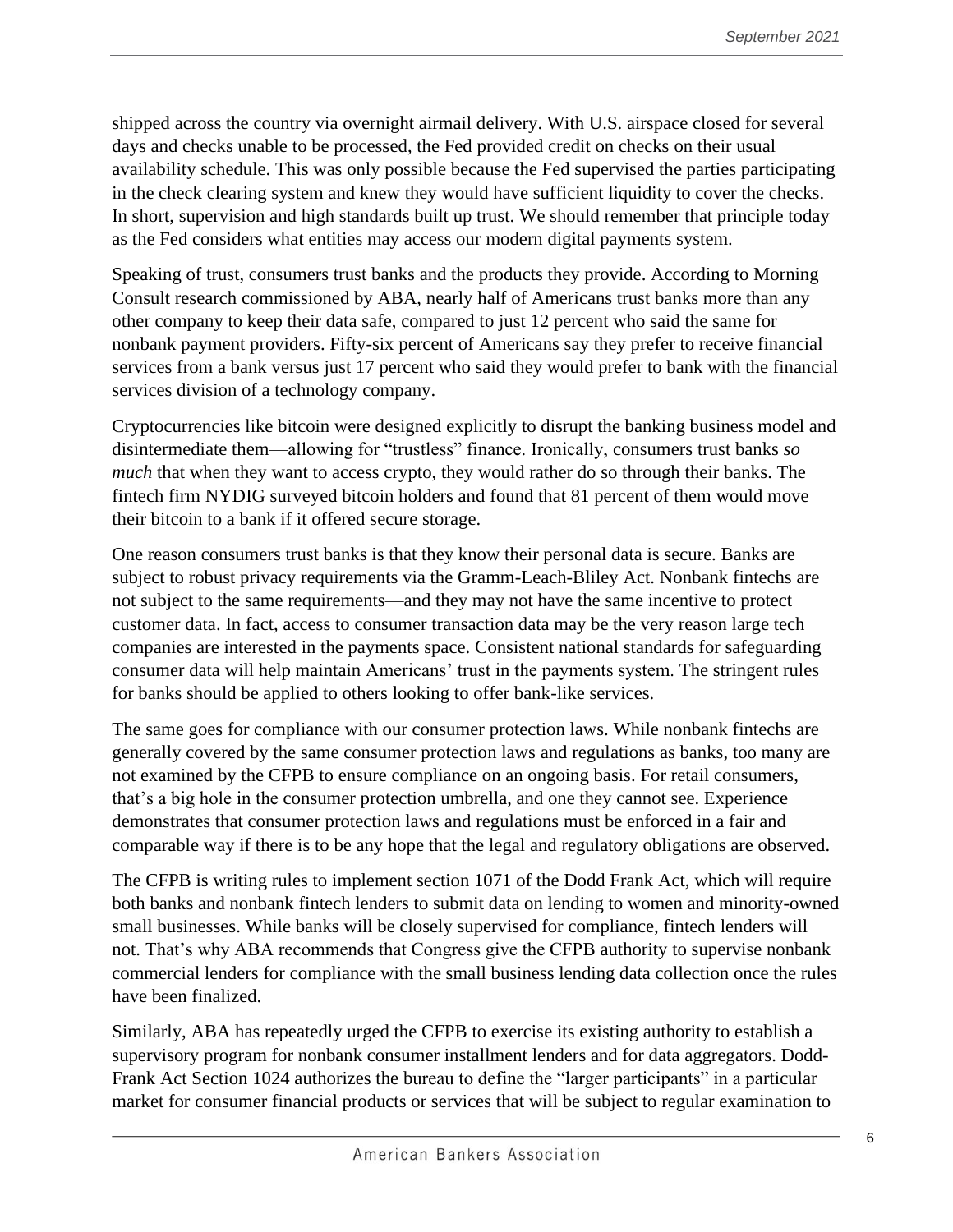shipped across the country via overnight airmail delivery. With U.S. airspace closed for several days and checks unable to be processed, the Fed provided credit on checks on their usual availability schedule. This was only possible because the Fed supervised the parties participating in the check clearing system and knew they would have sufficient liquidity to cover the checks. In short, supervision and high standards built up trust. We should remember that principle today as the Fed considers what entities may access our modern digital payments system.

Speaking of trust, consumers trust banks and the products they provide. According to Morning Consult research commissioned by ABA, nearly half of Americans trust banks more than any other company to keep their data safe, compared to just 12 percent who said the same for nonbank payment providers. Fifty-six percent of Americans say they prefer to receive financial services from a bank versus just 17 percent who said they would prefer to bank with the financial services division of a technology company.

Cryptocurrencies like bitcoin were designed explicitly to disrupt the banking business model and disintermediate them—allowing for "trustless" finance. Ironically, consumers trust banks *so much* that when they want to access crypto, they would rather do so through their banks. The fintech firm NYDIG surveyed bitcoin holders and found that 81 percent of them would move their bitcoin to a bank if it offered secure storage.

One reason consumers trust banks is that they know their personal data is secure. Banks are subject to robust privacy requirements via the Gramm-Leach-Bliley Act. Nonbank fintechs are not subject to the same requirements—and they may not have the same incentive to protect customer data. In fact, access to consumer transaction data may be the very reason large tech companies are interested in the payments space. Consistent national standards for safeguarding consumer data will help maintain Americans' trust in the payments system. The stringent rules for banks should be applied to others looking to offer bank-like services.

The same goes for compliance with our consumer protection laws. While nonbank fintechs are generally covered by the same consumer protection laws and regulations as banks, too many are not examined by the CFPB to ensure compliance on an ongoing basis. For retail consumers, that's a big hole in the consumer protection umbrella, and one they cannot see. Experience demonstrates that consumer protection laws and regulations must be enforced in a fair and comparable way if there is to be any hope that the legal and regulatory obligations are observed.

The CFPB is writing rules to implement section 1071 of the Dodd Frank Act, which will require both banks and nonbank fintech lenders to submit data on lending to women and minority-owned small businesses. While banks will be closely supervised for compliance, fintech lenders will not. That's why ABA recommends that Congress give the CFPB authority to supervise nonbank commercial lenders for compliance with the small business lending data collection once the rules have been finalized.

Similarly, ABA has repeatedly urged the CFPB to exercise its existing authority to establish a supervisory program for nonbank consumer installment lenders and for data aggregators. Dodd-Frank Act Section 1024 authorizes the bureau to define the "larger participants" in a particular market for consumer financial products or services that will be subject to regular examination to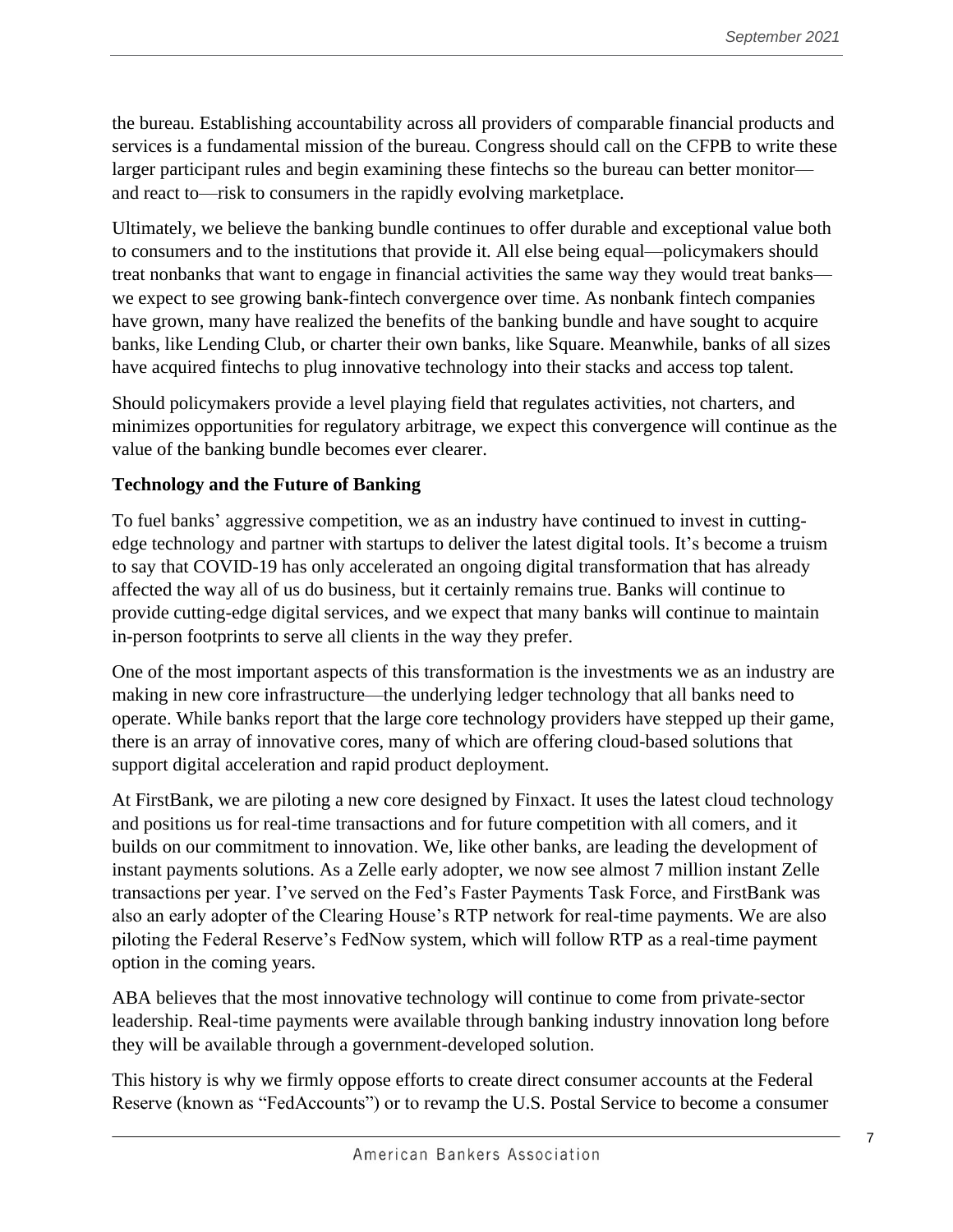the bureau. Establishing accountability across all providers of comparable financial products and services is a fundamental mission of the bureau. Congress should call on the CFPB to write these larger participant rules and begin examining these fintechs so the bureau can better monitor—and react to—risk to consumers in the rapidly evolving marketplace.

Ultimately, we believe the banking bundle continues to offer durable and exceptional value both to consumers and to the institutions that provide it. All else being equal—policymakers should treat nonbanks that want to engage in financial activities the same way they would treat banks—we expect to see growing bank-fintech convergence over time. As nonbank fintech companies have grown, many have realized the benefits of the banking bundle and have sought to acquire banks, like Lending Club, or charter their own banks, like Square. Meanwhile, banks of all sizes have acquired fintechs to plug innovative technology into their stacks and access top talent.

Should policymakers provide a level playing field that regulates activities, not charters, and minimizes opportunities for regulatory arbitrage, we expect this convergence will continue as the value of the banking bundle becomes ever clearer.

**Technology and the Future of Banking**

To fuel banks' aggressive competition, we as an industry have continued to invest in cutting-edge technology and partner with startups to deliver the latest digital tools. It's become a truism to say that COVID-19 has only accelerated an ongoing digital transformation that has already affected the way all of us do business, but it certainly remains true. Banks will continue to provide cutting-edge digital services, and we expect that many banks will continue to maintain in-person footprints to serve all clients in the way they prefer.

One of the most important aspects of this transformation is the investments we as an industry are making in new core infrastructure—the underlying ledger technology that all banks need to operate. While banks report that the large core technology providers have stepped up their game, there is an array of innovative cores, many of which are offering cloud-based solutions that support digital acceleration and rapid product deployment.

At FirstBank, we are piloting a new core designed by Finxact. It uses the latest cloud technology and positions us for real-time transactions and for future competition with all comers, and it builds on our commitment to innovation. We, like other banks, are leading the development of instant payments solutions. As a Zelle early adopter, we now see almost 7 million instant Zelle transactions per year. I've served on the Fed's Faster Payments Task Force, and FirstBank was also an early adopter of the Clearing House's RTP network for real-time payments. We are also piloting the Federal Reserve's FedNow system, which will follow RTP as a real-time payment option in the coming years.

ABA believes that the most innovative technology will continue to come from private-sector leadership. Real-time payments were available through banking industry innovation long before they will be available through a government-developed solution.

This history is why we firmly oppose efforts to create direct consumer accounts at the Federal Reserve (known as "FedAccounts") or to revamp the U.S. Postal Service to become a consumer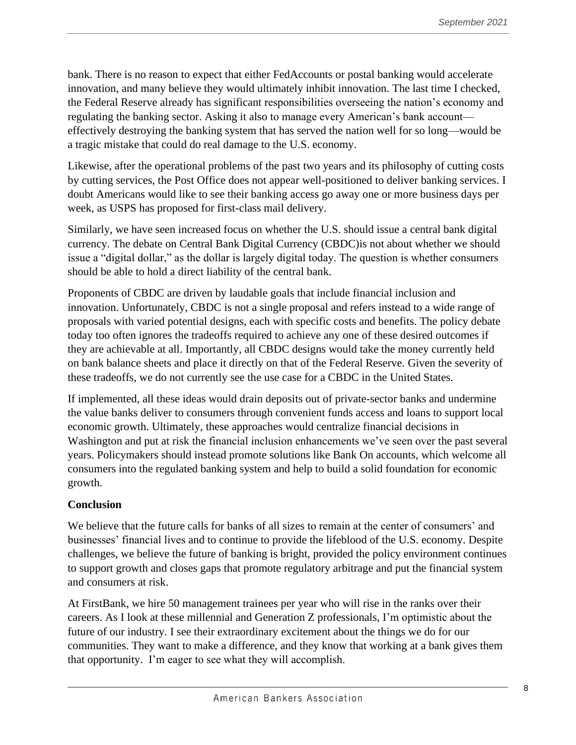bank. There is no reason to expect that either FedAccounts or postal banking would accelerate innovation, and many believe they would ultimately inhibit innovation. The last time I checked, the Federal Reserve already has significant responsibilities overseeing the nation's economy and regulating the banking sector. Asking it also to manage every American's bank account—effectively destroying the banking system that has served the nation well for so long—would be a tragic mistake that could do real damage to the U.S. economy.

Likewise, after the operational problems of the past two years and its philosophy of cutting costs by cutting services, the Post Office does not appear well-positioned to deliver banking services. I doubt Americans would like to see their banking access go away one or more business days per week, as USPS has proposed for first-class mail delivery.

Similarly, we have seen increased focus on whether the U.S. should issue a central bank digital currency. The debate on Central Bank Digital Currency (CBDC)is not about whether we should issue a "digital dollar," as the dollar is largely digital today. The question is whether consumers should be able to hold a direct liability of the central bank.

Proponents of CBDC are driven by laudable goals that include financial inclusion and innovation. Unfortunately, CBDC is not a single proposal and refers instead to a wide range of proposals with varied potential designs, each with specific costs and benefits. The policy debate today too often ignores the tradeoffs required to achieve any one of these desired outcomes if they are achievable at all. Importantly, all CBDC designs would take the money currently held on bank balance sheets and place it directly on that of the Federal Reserve. Given the severity of these tradeoffs, we do not currently see the use case for a CBDC in the United States.

If implemented, all these ideas would drain deposits out of private-sector banks and undermine the value banks deliver to consumers through convenient funds access and loans to support local economic growth. Ultimately, these approaches would centralize financial decisions in Washington and put at risk the financial inclusion enhancements we've seen over the past several years. Policymakers should instead promote solutions like Bank On accounts, which welcome all consumers into the regulated banking system and help to build a solid foundation for economic growth.

**Conclusion**

We believe that the future calls for banks of all sizes to remain at the center of consumers' and businesses' financial lives and to continue to provide the lifeblood of the U.S. economy. Despite challenges, we believe the future of banking is bright, provided the policy environment continues to support growth and closes gaps that promote regulatory arbitrage and put the financial system and consumers at risk.

At FirstBank, we hire 50 management trainees per year who will rise in the ranks over their careers. As I look at these millennial and Generation Z professionals, I'm optimistic about the future of our industry. I see their extraordinary excitement about the things we do for our communities. They want to make a difference, and they know that working at a bank gives them that opportunity. I'm eager to see what they will accomplish.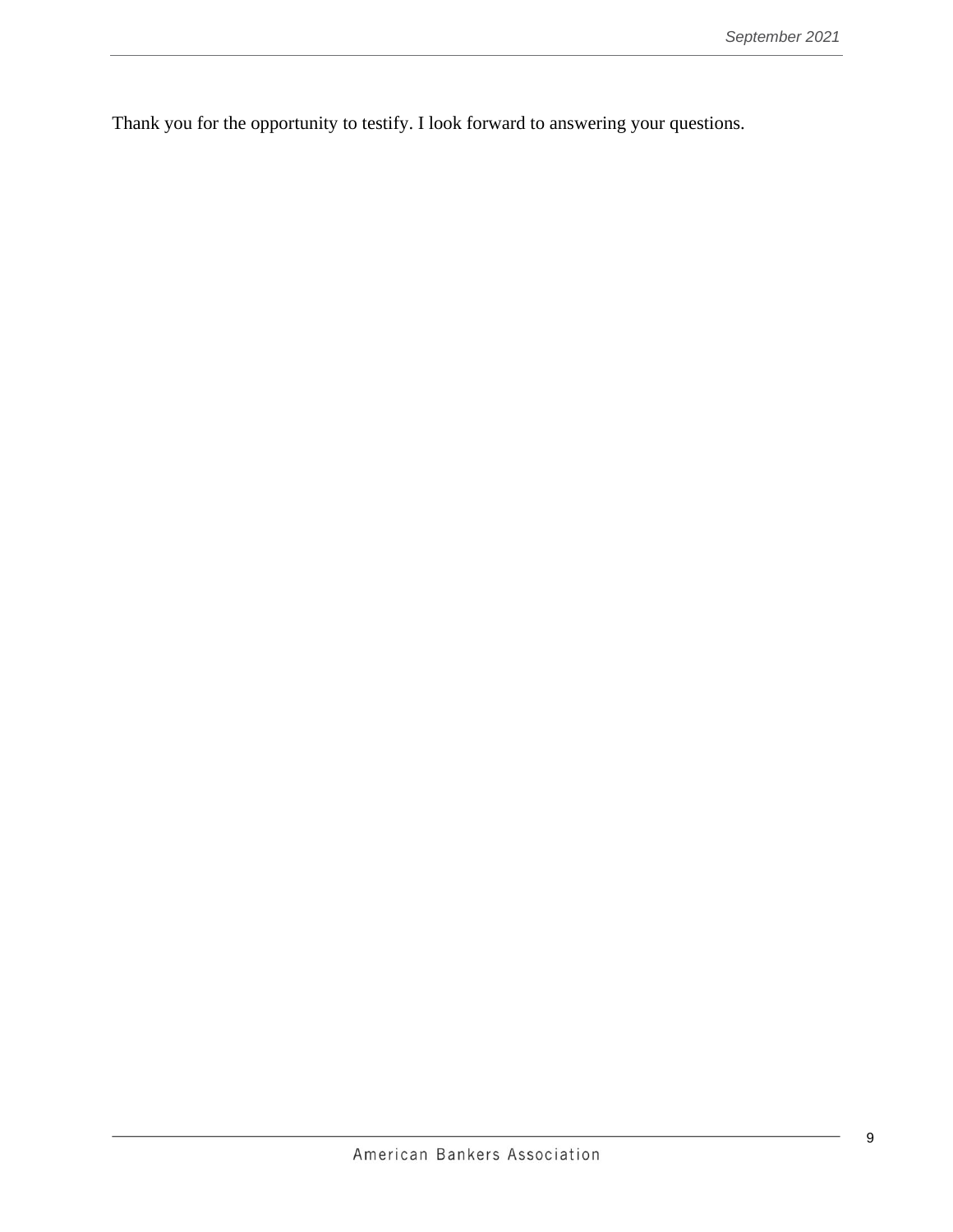Thank you for the opportunity to testify. I look forward to answering your questions.